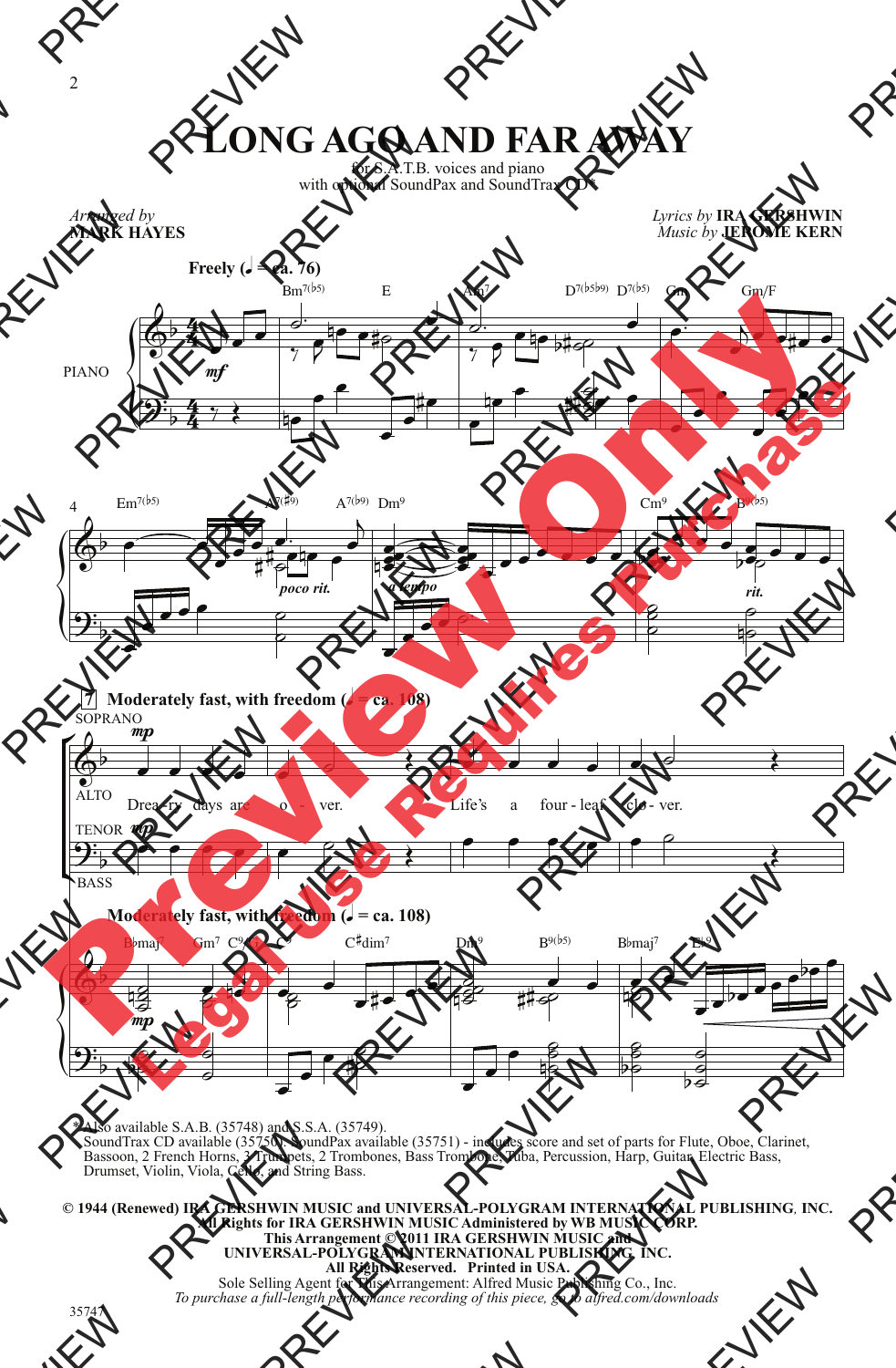# LONG AGO AND FAR AWAY

for S.A.T.B. voices and piano
with optional SoundPax and SoundTrax CD*

*Arranged by* **MARK HAYES**

*Lyrics by* **IRA GERSHWIN**
*Music by* **JEROME KERN**

**Freely** (♩ = ca. 76)

Bm7(♭5) E Am7 D7(♭5♭9) D7(♭5) Gm Gm/F

PIANO *mf*

Em7(♭5) A7(♯9) A7(♭9) Dm9 Cm9 B9(♭5)

*poco rit.* *a tempo* *rit.*

**7** **Moderately fast, with freedom** (♩ = ca. 108)

SOPRANO ALTO *mp*

Drea - ry days are o - ver. Life's a four - leaf clo - ver.

TENOR BASS *mp*

**Moderately fast, with freedom** (♩ = ca. 108)

B♭maj7 Gm7 C9(♯5) C9 C♯dim7 Dm9 B9(♭5) B♭maj7 E♭9

*mp*

*Also available S.A.B. (35748) and S.S.A. (35749).
SoundTrax CD available (35750). SoundPax available (35751) - includes score and set of parts for Flute, Oboe, Clarinet, Bassoon, 2 French Horns, 3 Trumpets, 2 Trombones, Bass Trombone, Tuba, Percussion, Harp, Guitar, Electric Bass, Drumset, Violin, Viola, Cello, and String Bass.

**© 1944 (Renewed) IRA GERSHWIN MUSIC and UNIVERSAL-POLYGRAM INTERNATIONAL PUBLISHING, INC.**
**All Rights for IRA GERSHWIN MUSIC Administered by WB MUSIC CORP.**
**This Arrangement © 2011 IRA GERSHWIN MUSIC and**
**UNIVERSAL-POLYGRAM INTERNATIONAL PUBLISHING, INC.**
**All Rights Reserved. Printed in USA.**
Sole Selling Agent for This Arrangement: Alfred Music Publishing Co., Inc.
*To purchase a full-length performance recording of this piece, go to alfred.com/downloads*

35747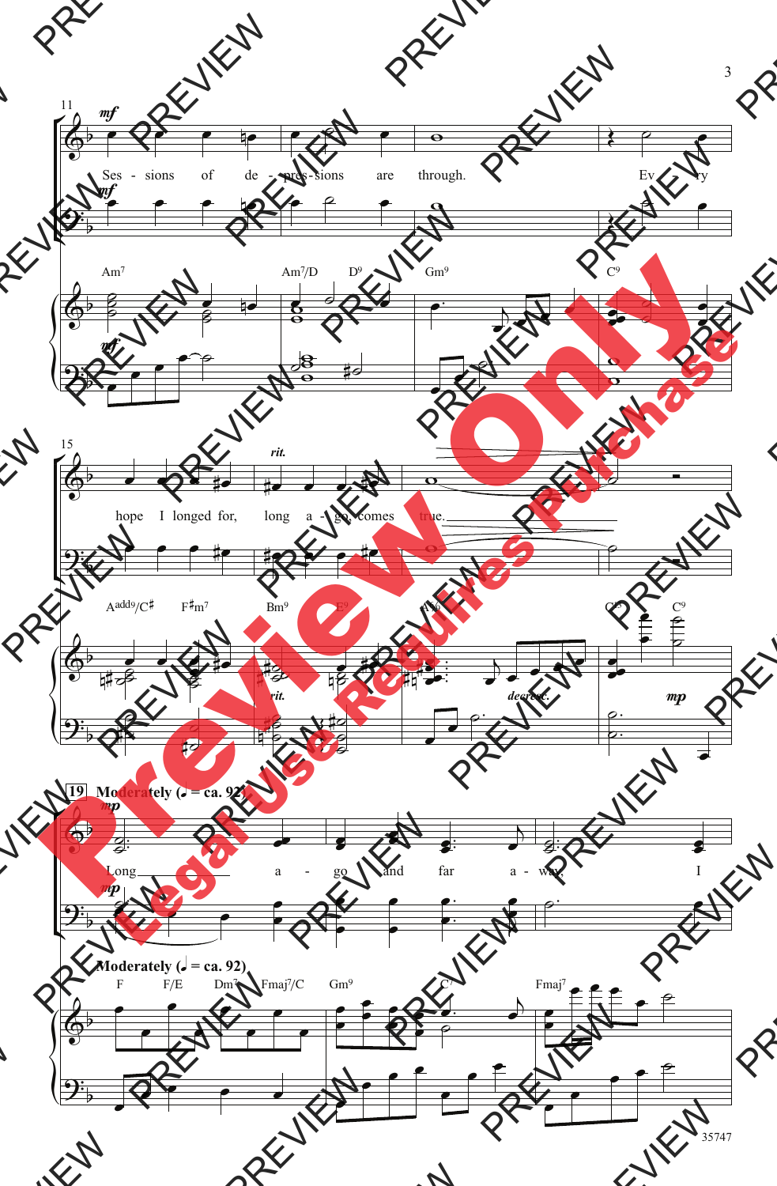Ses - sions of de - pres - sions are through. Ev - ery hope I longed for, long a - go, comes true.

Am7 Am7/D D9 Gm9 C9

Aadd9/C♯ F♯m7 Bm9 E9 A6 C9 C9

*mf* *rit.* *decresc.* *mp*

**19** **Moderately (♩ = ca. 92)**

*mp*

Long a - go and far a - way, I

**Moderately (♩ = ca. 92)**

F F/E Dm7 Fmaj7/C Gm9 C7 Fmaj7

35747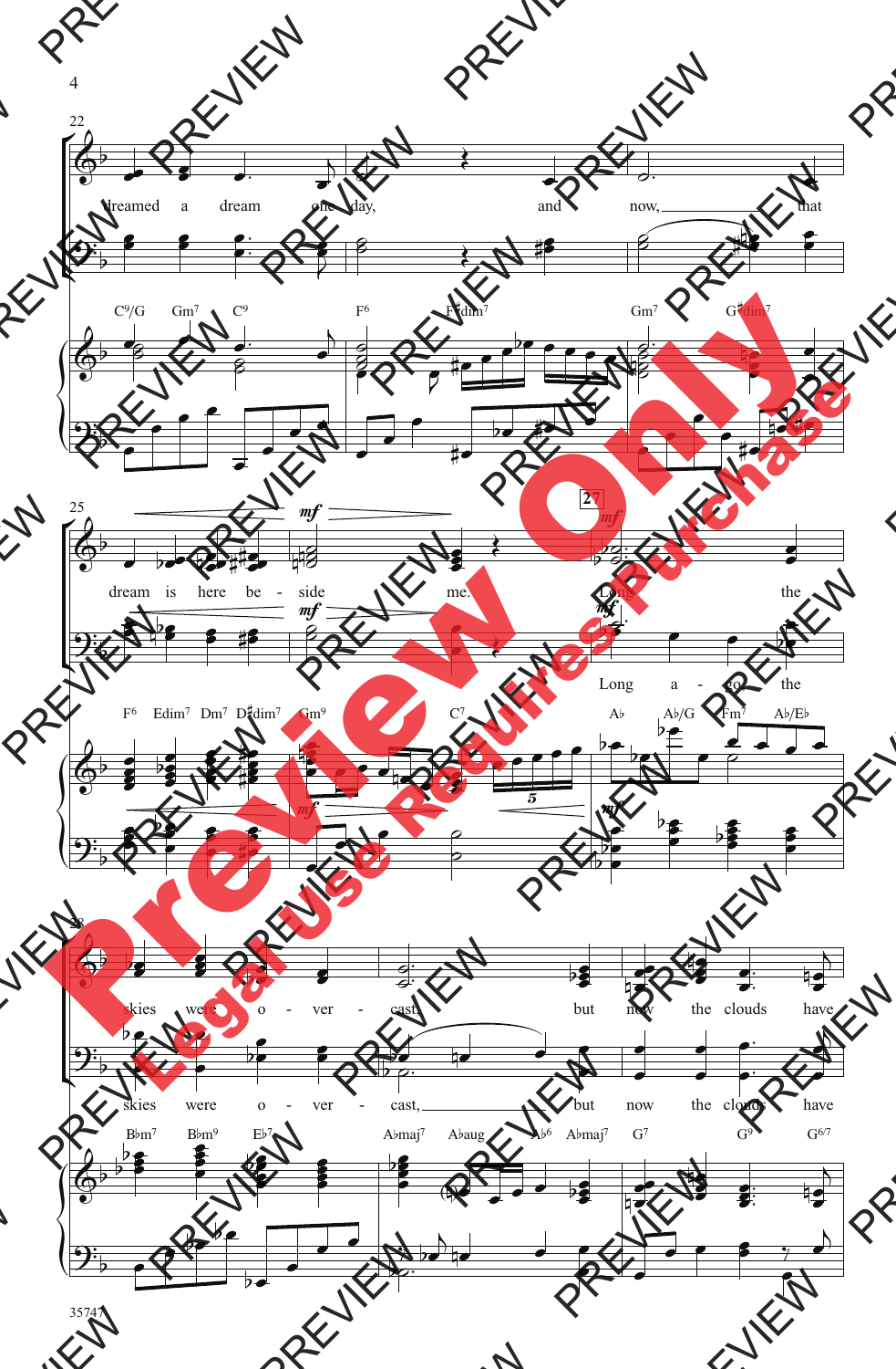22

dreamed a dream one day, and now, that

C9/G Gm7 C9 | F6 F♯dim7 | Gm7 G♯dim7

25

*mf*

dream is here be - side me.

F6 Edim7 Dm7 D♯dim7 | Gm9 C7

27

*mf*

Long the

Long a - go the

A♭ A♭/G Fm7 A♭/E♭

28

skies were o - ver - cast, but now the clouds have

B♭m7 B♭m9 E♭7 | A♭maj7 A♭aug A♭6 A♭maj7 | G7 G9 G6/7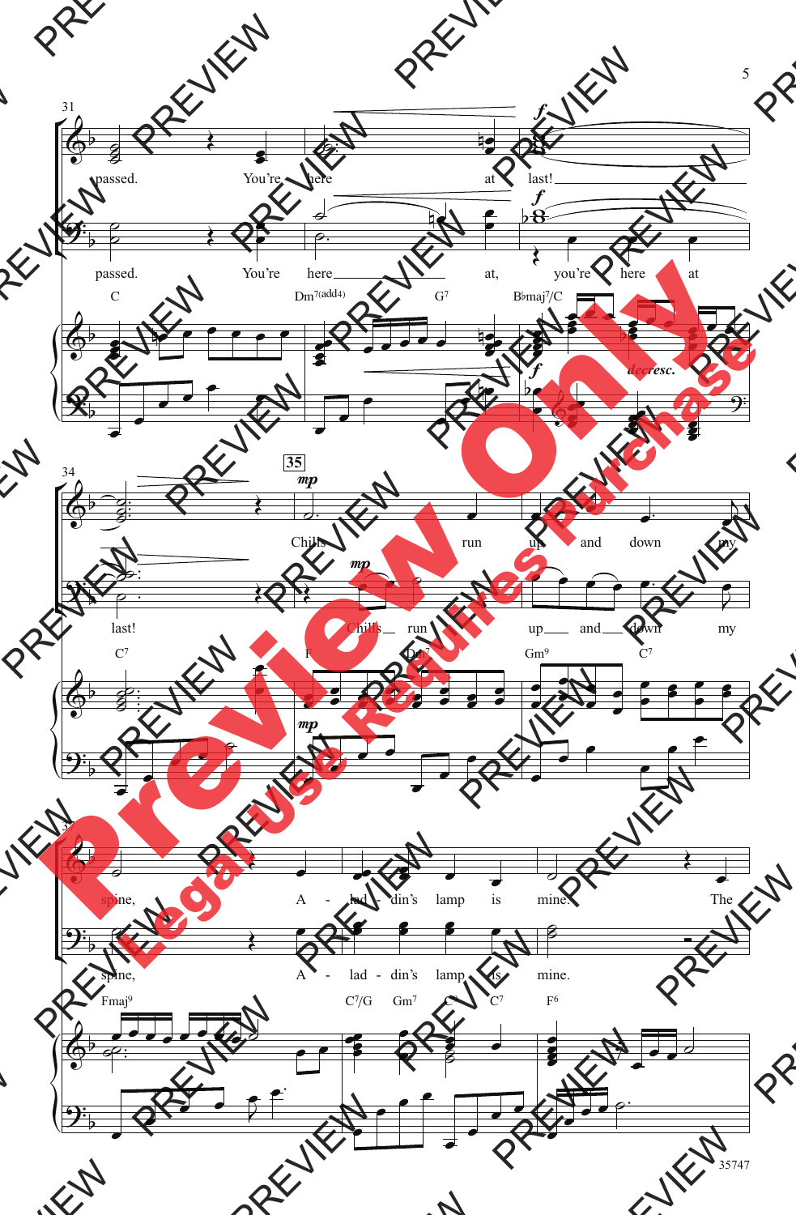31

passed. You're here at last!

passed. You're here at, you're here at

C Dm7(add4) G7 B♭maj7/C

*f* *f* *decresc.*

34 **35**

*mp*

Chills run up and down my

last! Chills run up and down my

C7 F Dm7 Gm9 C7

*mp*

37

spine, A - lad - din's lamp is mine. The

spine, A - lad - din's lamp is mine.

Fmaj9 C7/G Gm7 C9 C7 F6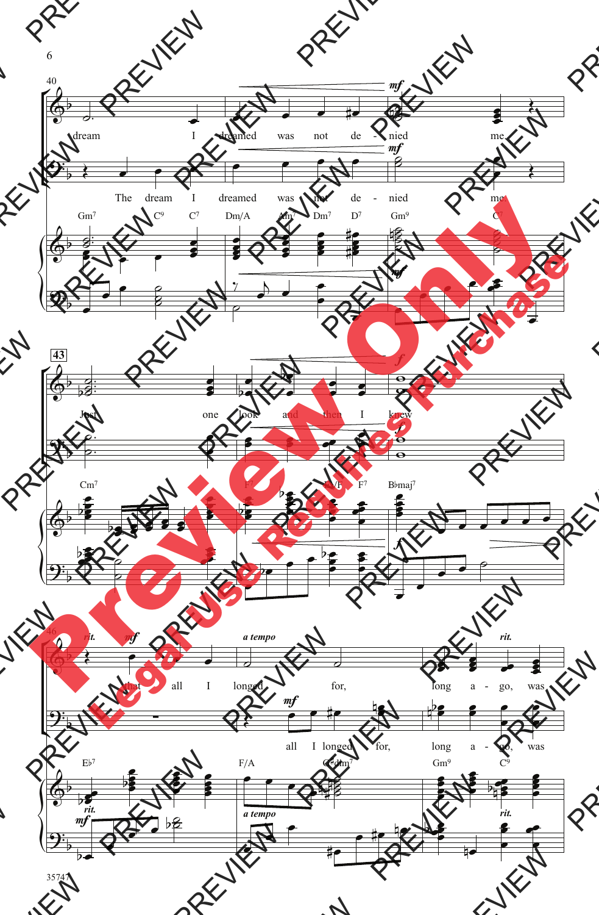40

dream I dreamed was not de - nied me.

The dream I dreamed was not de - nied me.

Gm7 C9 C7 Dm/A Am7 Dm7 D7 Gm9 C7

43

Just one look and then I knew

Cm7 F7 Eb/F F7 Bbmaj7

46

*rit.* *mf* *a tempo* *rit.*

that all I longed for, long a - go, was

all I longed for, long a - go, was

Eb7 F/A G#dim7 Gm9 C9

35747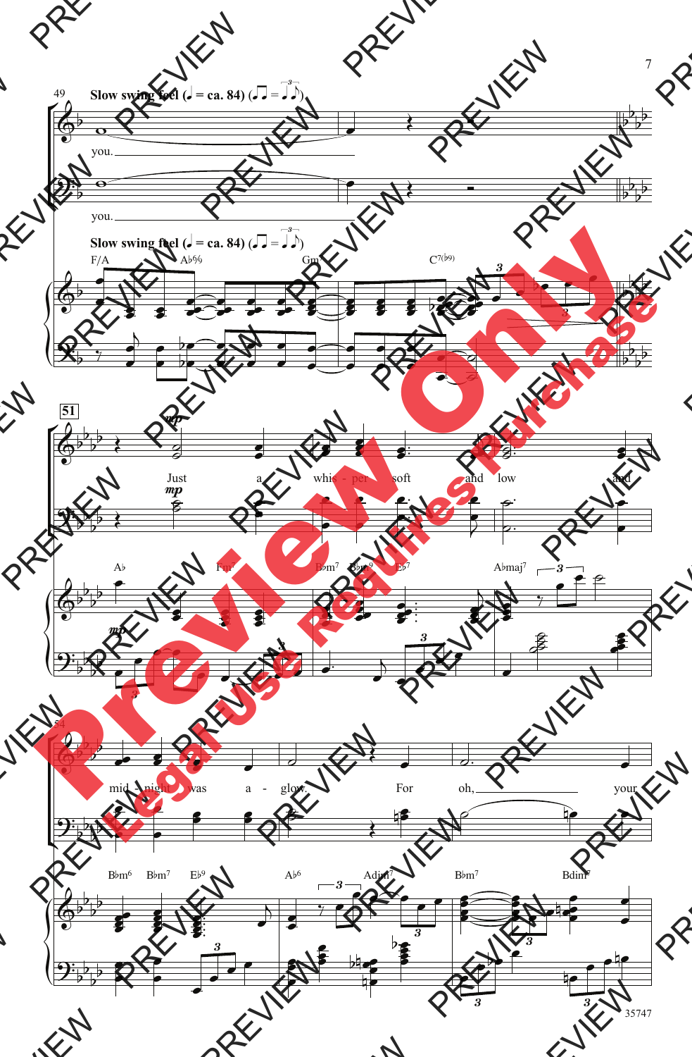Slow swing feel (♩ = ca. 84)

you.

you.

F/A A♭°/♮ Gm C7(♭9)

51

*mp*

Just a whis - per soft and low and

A♭ Fm B♭m7 B♭m9 E♭7 A♭maj7

mid - night was a - glow. For oh, your

B♭m6 B♭m7 E♭9 A♭6 Adim7 B♭m7 Bdim7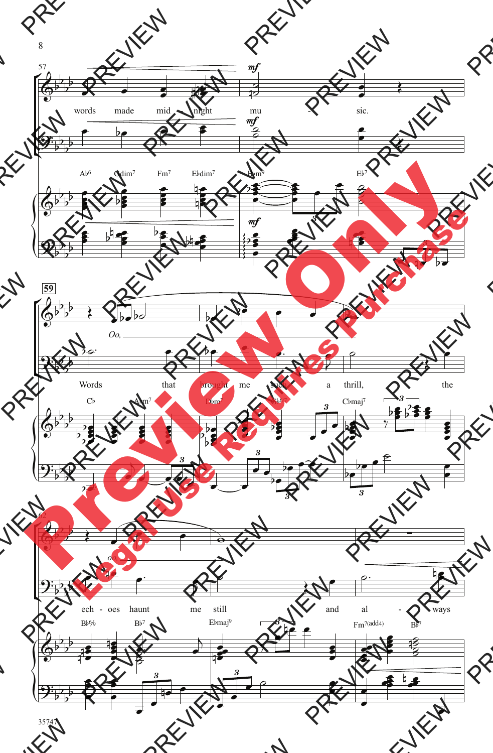57

words made mid - night mu - sic.

*mf*

A♭6 Gdim7 Fm7 E♭dim7 B♭m9 E♭7

59

Oo,

Words that brought me such a thrill, the

C♭ A♭m7 D♭m7 G♭7 C♭maj7

62

oo,

ech - oes haunt me still and al - ways

B♭6/9 B♭7 E♭maj9 Fm7(add4) B♭7

35747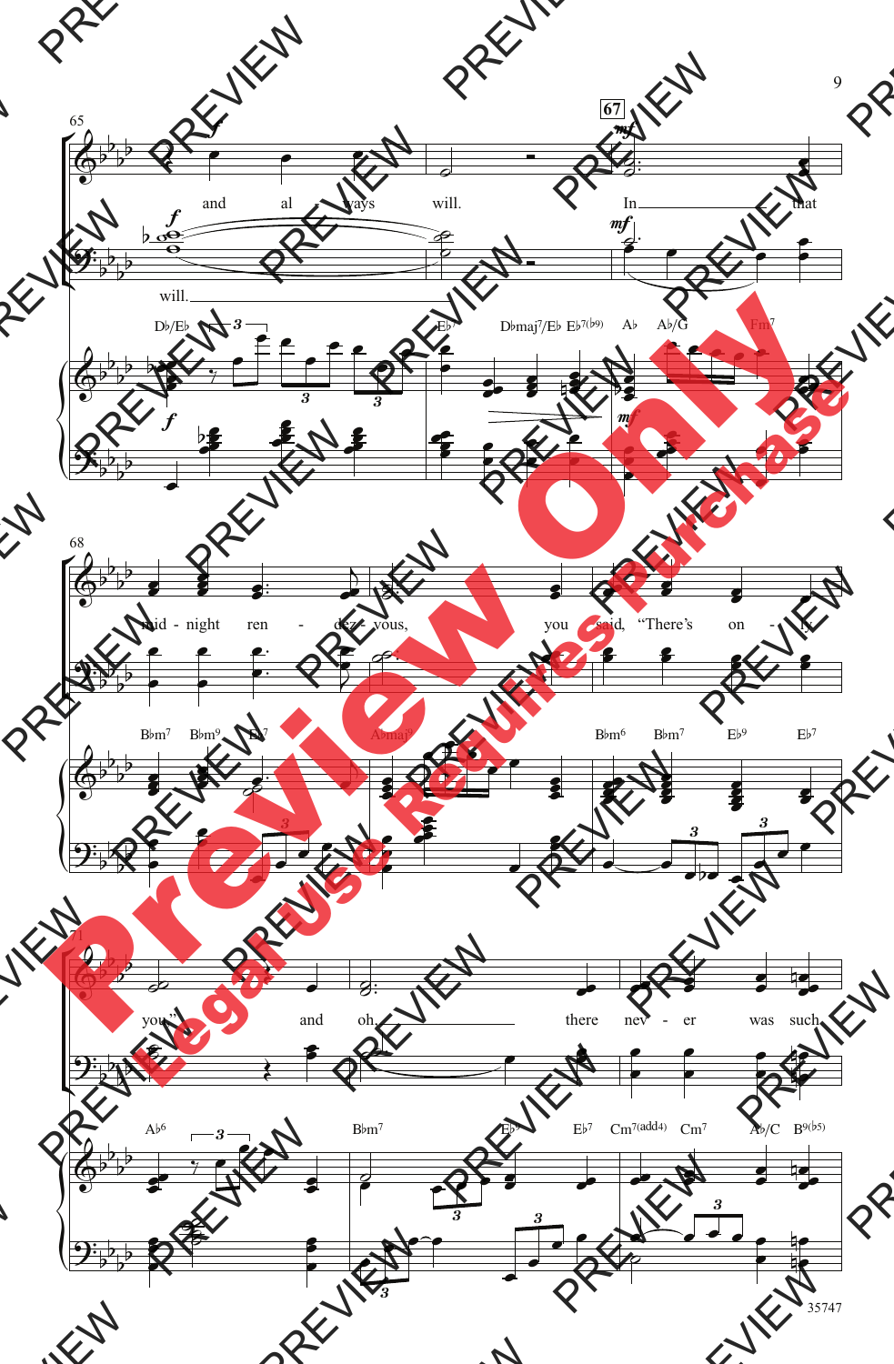65

and al - ways will.

will.

D♭/E♭ E♭⁷ D♭maj⁷/E♭ E♭⁷⁽♭⁹⁾ A♭ A♭/G Fm⁷

**67**

In that

68

mid - night ren - dez - vous, you said, "There's on - ly

B♭m⁷ B♭m⁹ E♭⁷ A♭maj⁹ B♭m⁶ B♭m⁷ E♭⁹ E♭⁷

71

you," and oh, there nev - er was such

A♭⁶ B♭m⁷ E♭⁹ E♭⁷ Cm⁷⁽ᵃᵈᵈ⁴⁾ Cm⁷ A♭/C B⁹⁽♭⁵⁾

35747